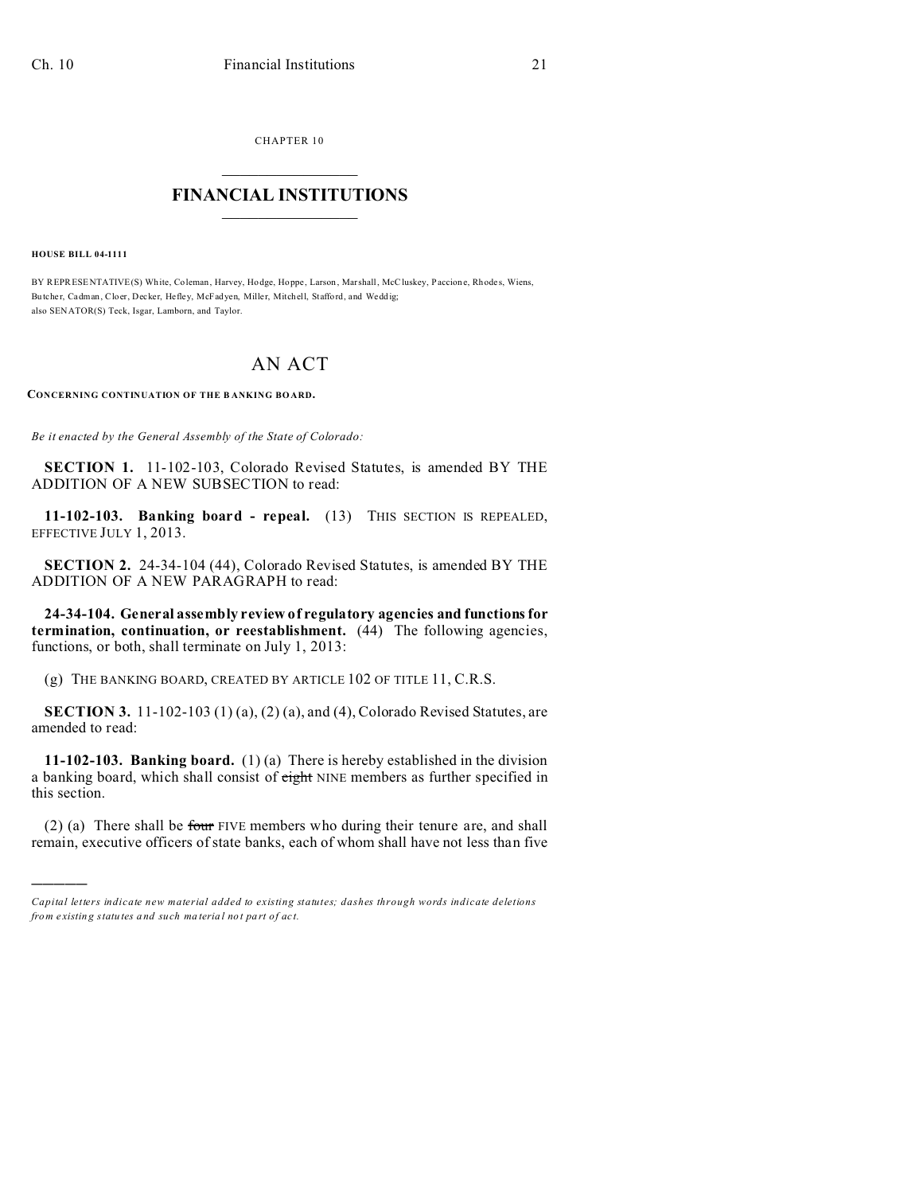CHAPTER 10

# FINANCIAL INSTITUTIONS

**HOUSE BILL 04-1111**

BY REPRESENTATIVE(S) White, Coleman, Harvey, Hodge, Hoppe, Larson, Marshall, McCluskey, Paccione, Rhodes, Wiens, Butcher, Cadman, Cloer, Decker, Hefley, McFadyen, Miller, Mitchell, Stafford, and Weddig;
also SENATOR(S) Teck, Isgar, Lamborn, and Taylor.

# AN ACT

**CONCERNING CONTINUATION OF THE BANKING BOARD.**

*Be it enacted by the General Assembly of the State of Colorado:*

**SECTION 1.** 11-102-103, Colorado Revised Statutes, is amended BY THE ADDITION OF A NEW SUBSECTION to read:

**11-102-103. Banking board - repeal.** (13) THIS SECTION IS REPEALED, EFFECTIVE JULY 1, 2013.

**SECTION 2.** 24-34-104 (44), Colorado Revised Statutes, is amended BY THE ADDITION OF A NEW PARAGRAPH to read:

**24-34-104. General assembly review of regulatory agencies and functions for termination, continuation, or reestablishment.** (44) The following agencies, functions, or both, shall terminate on July 1, 2013:

(g) THE BANKING BOARD, CREATED BY ARTICLE 102 OF TITLE 11, C.R.S.

**SECTION 3.** 11-102-103 (1) (a), (2) (a), and (4), Colorado Revised Statutes, are amended to read:

**11-102-103. Banking board.** (1) (a) There is hereby established in the division a banking board, which shall consist of ~~eight~~ NINE members as further specified in this section.

(2) (a) There shall be ~~four~~ FIVE members who during their tenure are, and shall remain, executive officers of state banks, each of whom shall have not less than five

*Capital letters indicate new material added to existing statutes; dashes through words indicate deletions from existing statutes and such material not part of act.*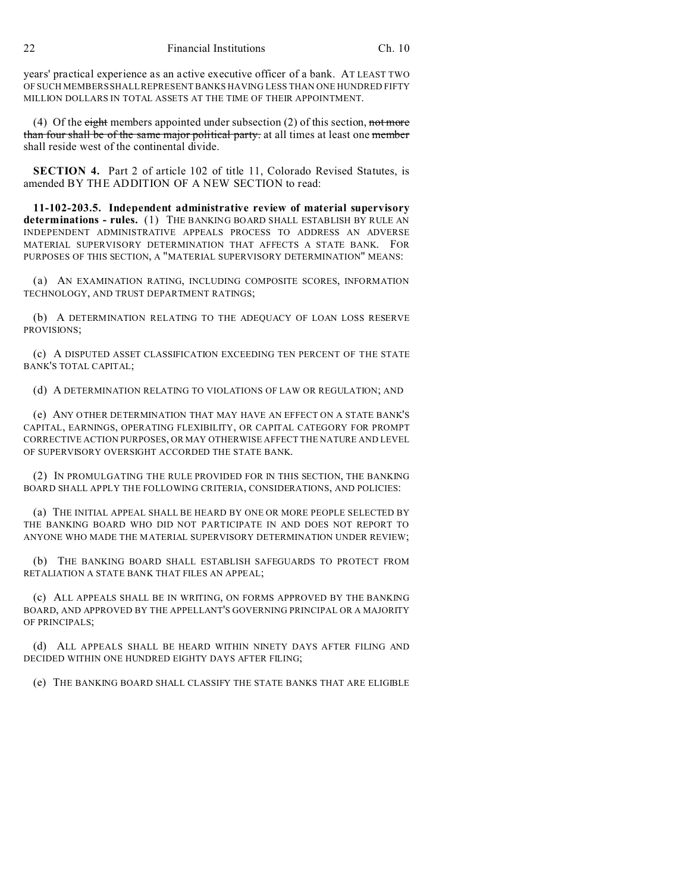years' practical experience as an active executive officer of a bank. AT LEAST TWO OF SUCH MEMBERS SHALL REPRESENT BANKS HAVING LESS THAN ONE HUNDRED FIFTY MILLION DOLLARS IN TOTAL ASSETS AT THE TIME OF THEIR APPOINTMENT.

(4) Of the ~~eight~~ members appointed under subsection (2) of this section, ~~not more than four shall be of the same major political party.~~ at all times at least one ~~member~~ shall reside west of the continental divide.

**SECTION 4.** Part 2 of article 102 of title 11, Colorado Revised Statutes, is amended BY THE ADDITION OF A NEW SECTION to read:

**11-102-203.5. Independent administrative review of material supervisory determinations - rules.** (1) THE BANKING BOARD SHALL ESTABLISH BY RULE AN INDEPENDENT ADMINISTRATIVE APPEALS PROCESS TO ADDRESS AN ADVERSE MATERIAL SUPERVISORY DETERMINATION THAT AFFECTS A STATE BANK. FOR PURPOSES OF THIS SECTION, A "MATERIAL SUPERVISORY DETERMINATION" MEANS:

(a) AN EXAMINATION RATING, INCLUDING COMPOSITE SCORES, INFORMATION TECHNOLOGY, AND TRUST DEPARTMENT RATINGS;

(b) A DETERMINATION RELATING TO THE ADEQUACY OF LOAN LOSS RESERVE PROVISIONS;

(c) A DISPUTED ASSET CLASSIFICATION EXCEEDING TEN PERCENT OF THE STATE BANK'S TOTAL CAPITAL;

(d) A DETERMINATION RELATING TO VIOLATIONS OF LAW OR REGULATION; AND

(e) ANY OTHER DETERMINATION THAT MAY HAVE AN EFFECT ON A STATE BANK'S CAPITAL, EARNINGS, OPERATING FLEXIBILITY, OR CAPITAL CATEGORY FOR PROMPT CORRECTIVE ACTION PURPOSES, OR MAY OTHERWISE AFFECT THE NATURE AND LEVEL OF SUPERVISORY OVERSIGHT ACCORDED THE STATE BANK.

(2) IN PROMULGATING THE RULE PROVIDED FOR IN THIS SECTION, THE BANKING BOARD SHALL APPLY THE FOLLOWING CRITERIA, CONSIDERATIONS, AND POLICIES:

(a) THE INITIAL APPEAL SHALL BE HEARD BY ONE OR MORE PEOPLE SELECTED BY THE BANKING BOARD WHO DID NOT PARTICIPATE IN AND DOES NOT REPORT TO ANYONE WHO MADE THE MATERIAL SUPERVISORY DETERMINATION UNDER REVIEW;

(b) THE BANKING BOARD SHALL ESTABLISH SAFEGUARDS TO PROTECT FROM RETALIATION A STATE BANK THAT FILES AN APPEAL;

(c) ALL APPEALS SHALL BE IN WRITING, ON FORMS APPROVED BY THE BANKING BOARD, AND APPROVED BY THE APPELLANT'S GOVERNING PRINCIPAL OR A MAJORITY OF PRINCIPALS;

(d) ALL APPEALS SHALL BE HEARD WITHIN NINETY DAYS AFTER FILING AND DECIDED WITHIN ONE HUNDRED EIGHTY DAYS AFTER FILING;

(e) THE BANKING BOARD SHALL CLASSIFY THE STATE BANKS THAT ARE ELIGIBLE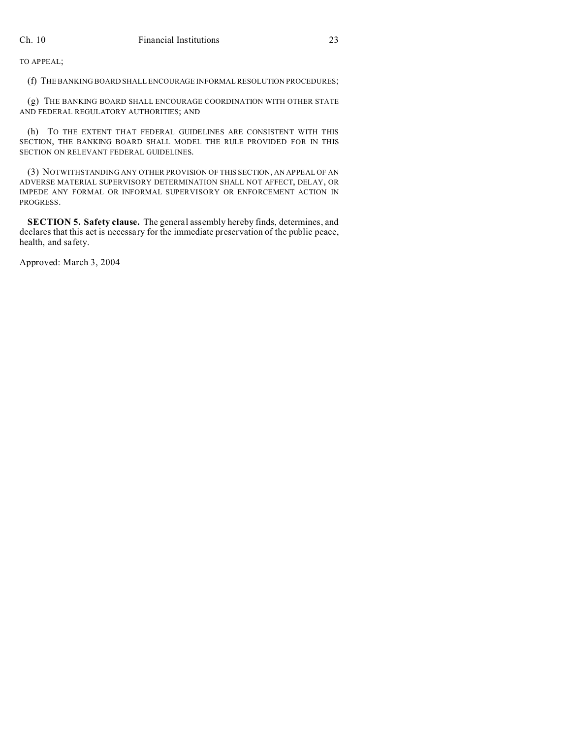TO APPEAL;

(f) THE BANKING BOARD SHALL ENCOURAGE INFORMAL RESOLUTION PROCEDURES;

(g) THE BANKING BOARD SHALL ENCOURAGE COORDINATION WITH OTHER STATE AND FEDERAL REGULATORY AUTHORITIES; AND

(h) TO THE EXTENT THAT FEDERAL GUIDELINES ARE CONSISTENT WITH THIS SECTION, THE BANKING BOARD SHALL MODEL THE RULE PROVIDED FOR IN THIS SECTION ON RELEVANT FEDERAL GUIDELINES.

(3) NOTWITHSTANDING ANY OTHER PROVISION OF THIS SECTION, AN APPEAL OF AN ADVERSE MATERIAL SUPERVISORY DETERMINATION SHALL NOT AFFECT, DELAY, OR IMPEDE ANY FORMAL OR INFORMAL SUPERVISORY OR ENFORCEMENT ACTION IN PROGRESS.

**SECTION 5. Safety clause.** The general assembly hereby finds, determines, and declares that this act is necessary for the immediate preservation of the public peace, health, and safety.

Approved: March 3, 2004